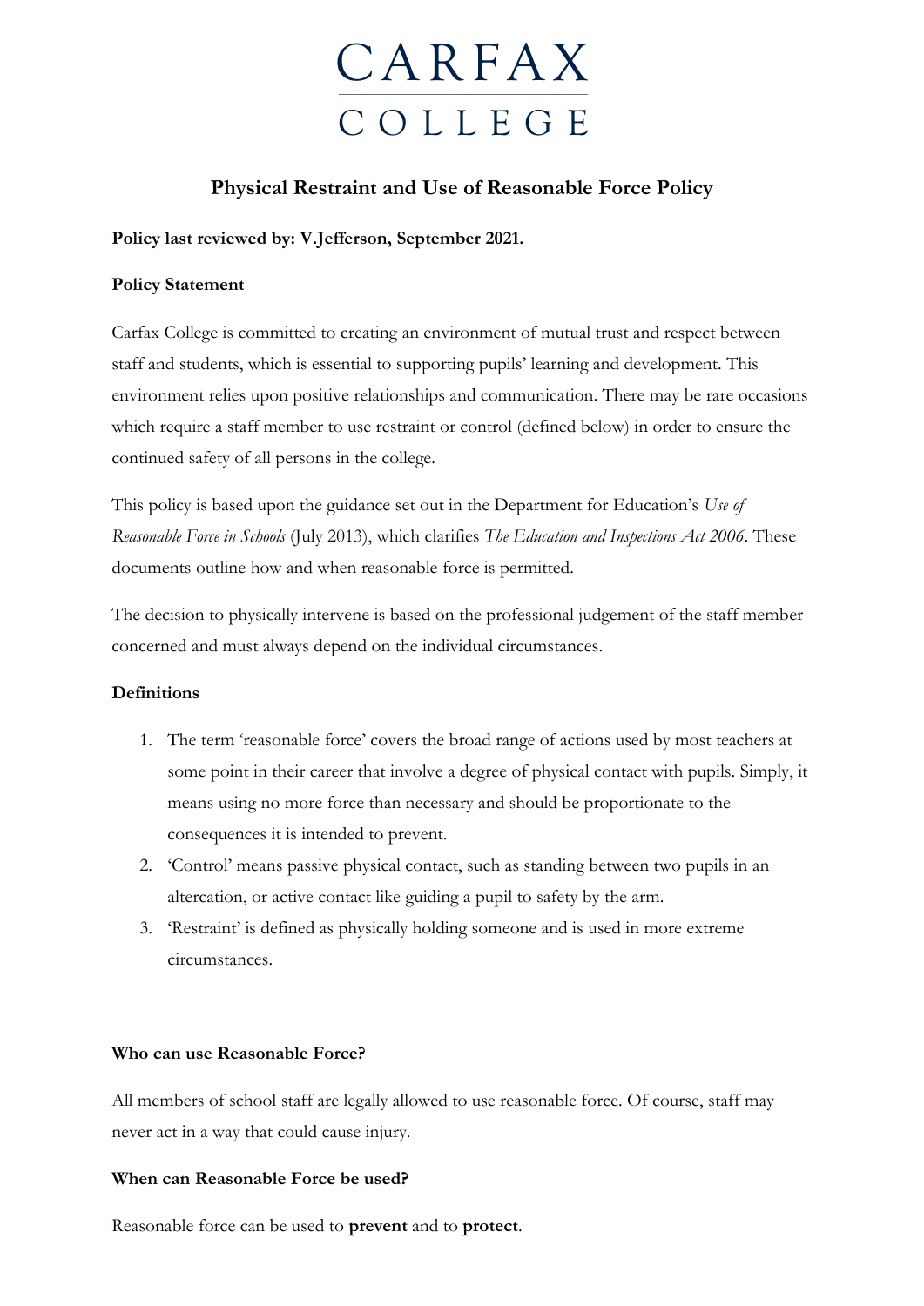# CARFAX COLLEGE

## Physical Restraint and Use of Reasonable Force Policy

**Policy last reviewed by: V.Jefferson, September 2021.**

**Policy Statement**

Carfax College is committed to creating an environment of mutual trust and respect between staff and students, which is essential to supporting pupils' learning and development. This environment relies upon positive relationships and communication. There may be rare occasions which require a staff member to use restraint or control (defined below) in order to ensure the continued safety of all persons in the college.

This policy is based upon the guidance set out in the Department for Education's *Use of Reasonable Force in Schools* (July 2013), which clarifies *The Education and Inspections Act 2006*. These documents outline how and when reasonable force is permitted.

The decision to physically intervene is based on the professional judgement of the staff member concerned and must always depend on the individual circumstances.

**Definitions**

1. The term 'reasonable force' covers the broad range of actions used by most teachers at some point in their career that involve a degree of physical contact with pupils. Simply, it means using no more force than necessary and should be proportionate to the consequences it is intended to prevent.
2. 'Control' means passive physical contact, such as standing between two pupils in an altercation, or active contact like guiding a pupil to safety by the arm.
3. 'Restraint' is defined as physically holding someone and is used in more extreme circumstances.

**Who can use Reasonable Force?**

All members of school staff are legally allowed to use reasonable force. Of course, staff may never act in a way that could cause injury.

**When can Reasonable Force be used?**

Reasonable force can be used to **prevent** and to **protect**.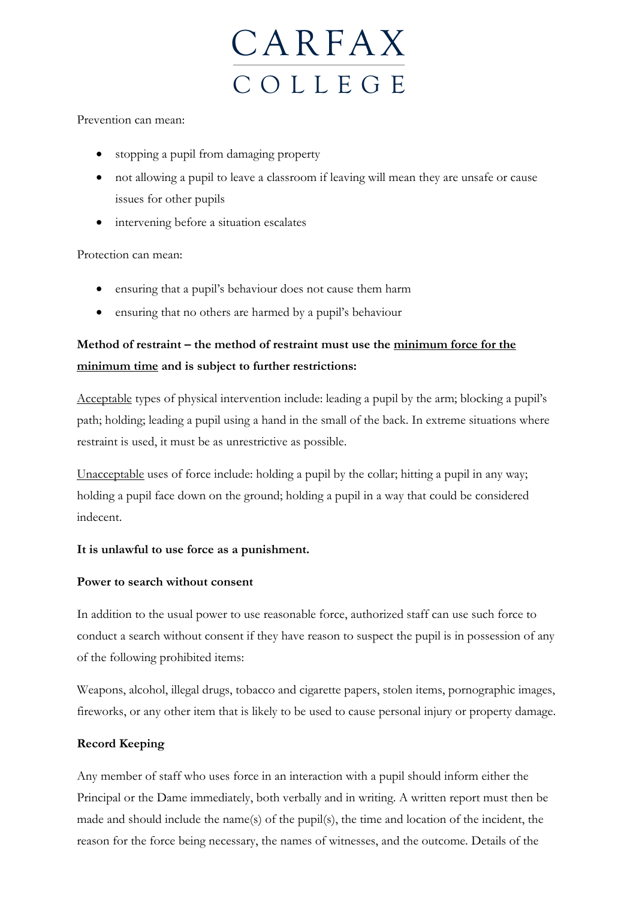Prevention can mean:

- stopping a pupil from damaging property
- not allowing a pupil to leave a classroom if leaving will mean they are unsafe or cause issues for other pupils
- intervening before a situation escalates

Protection can mean:

- ensuring that a pupil's behaviour does not cause them harm
- ensuring that no others are harmed by a pupil's behaviour

**Method of restraint – the method of restraint must use the minimum force for the minimum time and is subject to further restrictions:**

Acceptable types of physical intervention include: leading a pupil by the arm; blocking a pupil's path; holding; leading a pupil using a hand in the small of the back. In extreme situations where restraint is used, it must be as unrestrictive as possible.

Unacceptable uses of force include: holding a pupil by the collar; hitting a pupil in any way; holding a pupil face down on the ground; holding a pupil in a way that could be considered indecent.

**It is unlawful to use force as a punishment.**

**Power to search without consent**

In addition to the usual power to use reasonable force, authorized staff can use such force to conduct a search without consent if they have reason to suspect the pupil is in possession of any of the following prohibited items:

Weapons, alcohol, illegal drugs, tobacco and cigarette papers, stolen items, pornographic images, fireworks, or any other item that is likely to be used to cause personal injury or property damage.

**Record Keeping**

Any member of staff who uses force in an interaction with a pupil should inform either the Principal or the Dame immediately, both verbally and in writing. A written report must then be made and should include the name(s) of the pupil(s), the time and location of the incident, the reason for the force being necessary, the names of witnesses, and the outcome. Details of the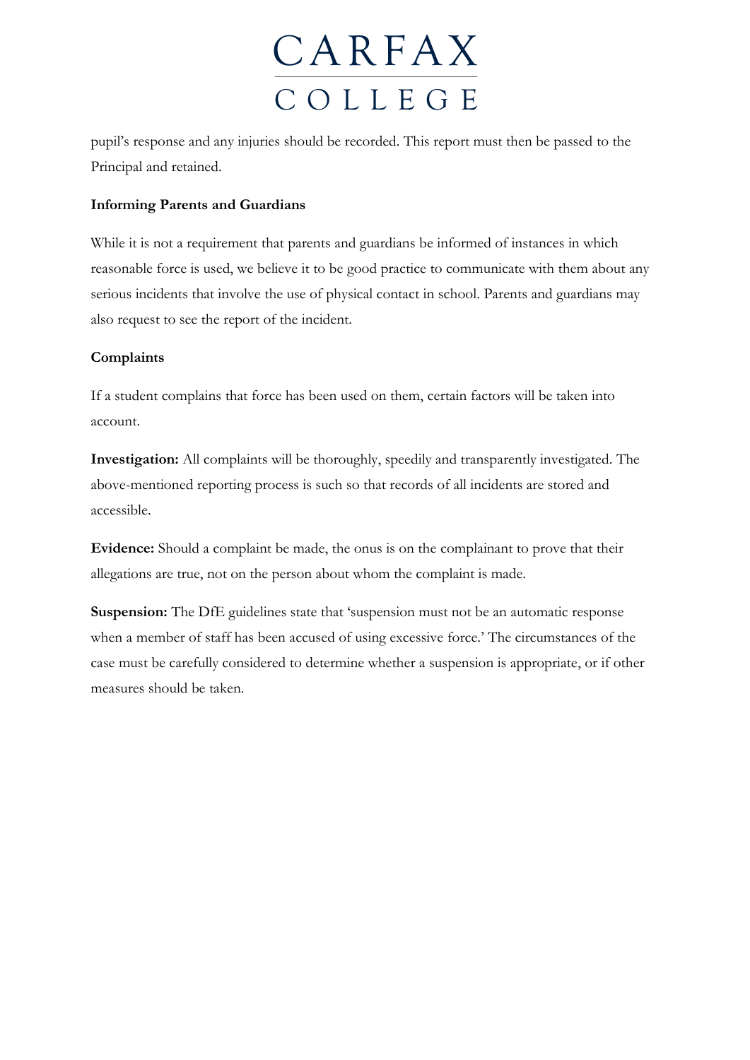pupil's response and any injuries should be recorded. This report must then be passed to the Principal and retained.

**Informing Parents and Guardians**

While it is not a requirement that parents and guardians be informed of instances in which reasonable force is used, we believe it to be good practice to communicate with them about any serious incidents that involve the use of physical contact in school. Parents and guardians may also request to see the report of the incident.

**Complaints**

If a student complains that force has been used on them, certain factors will be taken into account.

**Investigation:** All complaints will be thoroughly, speedily and transparently investigated. The above-mentioned reporting process is such so that records of all incidents are stored and accessible.

**Evidence:** Should a complaint be made, the onus is on the complainant to prove that their allegations are true, not on the person about whom the complaint is made.

**Suspension:** The DfE guidelines state that 'suspension must not be an automatic response when a member of staff has been accused of using excessive force.' The circumstances of the case must be carefully considered to determine whether a suspension is appropriate, or if other measures should be taken.